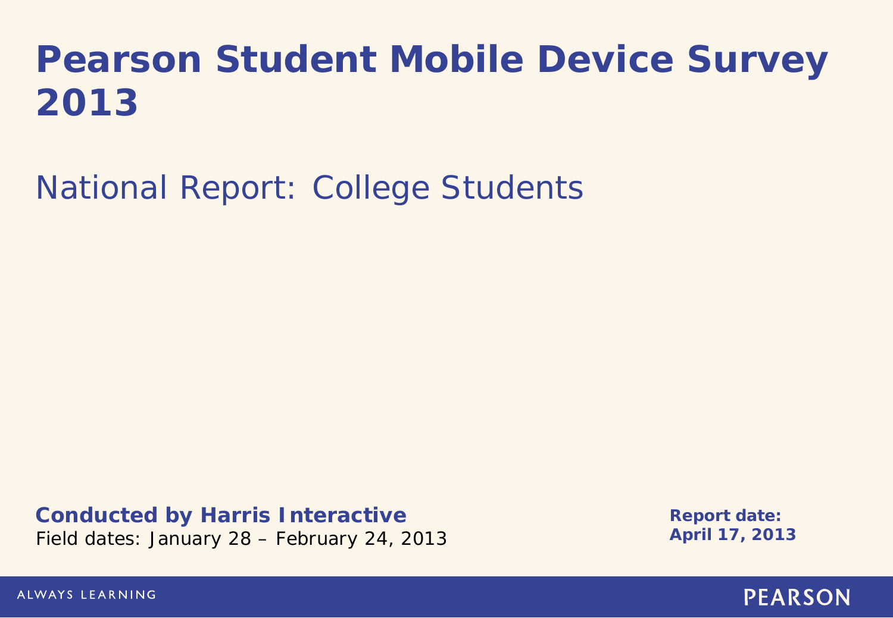# Pearson Student Mobile Device Survey 2013

## National Report: College Students

**Conducted by Harris Interactive**
Field dates: January 28 – February 24, 2013

**Report date:**
**April 17, 2013**

ALWAYS LEARNING

PEARSON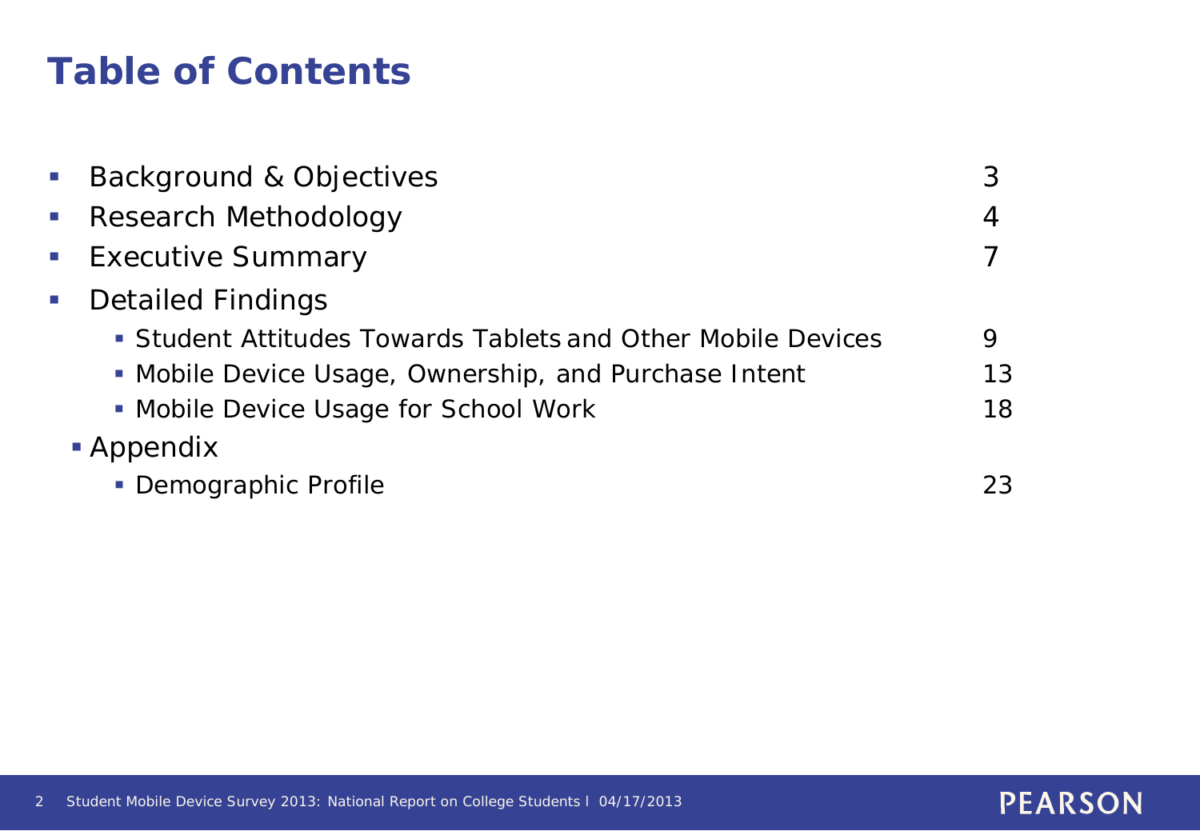# Table of Contents

- Background & Objectives 3
- Research Methodology 4
- Executive Summary 7
- Detailed Findings
  - Student Attitudes Towards Tablets and Other Mobile Devices 9
  - Mobile Device Usage, Ownership, and Purchase Intent 13
  - Mobile Device Usage for School Work 18
- Appendix
  - Demographic Profile 23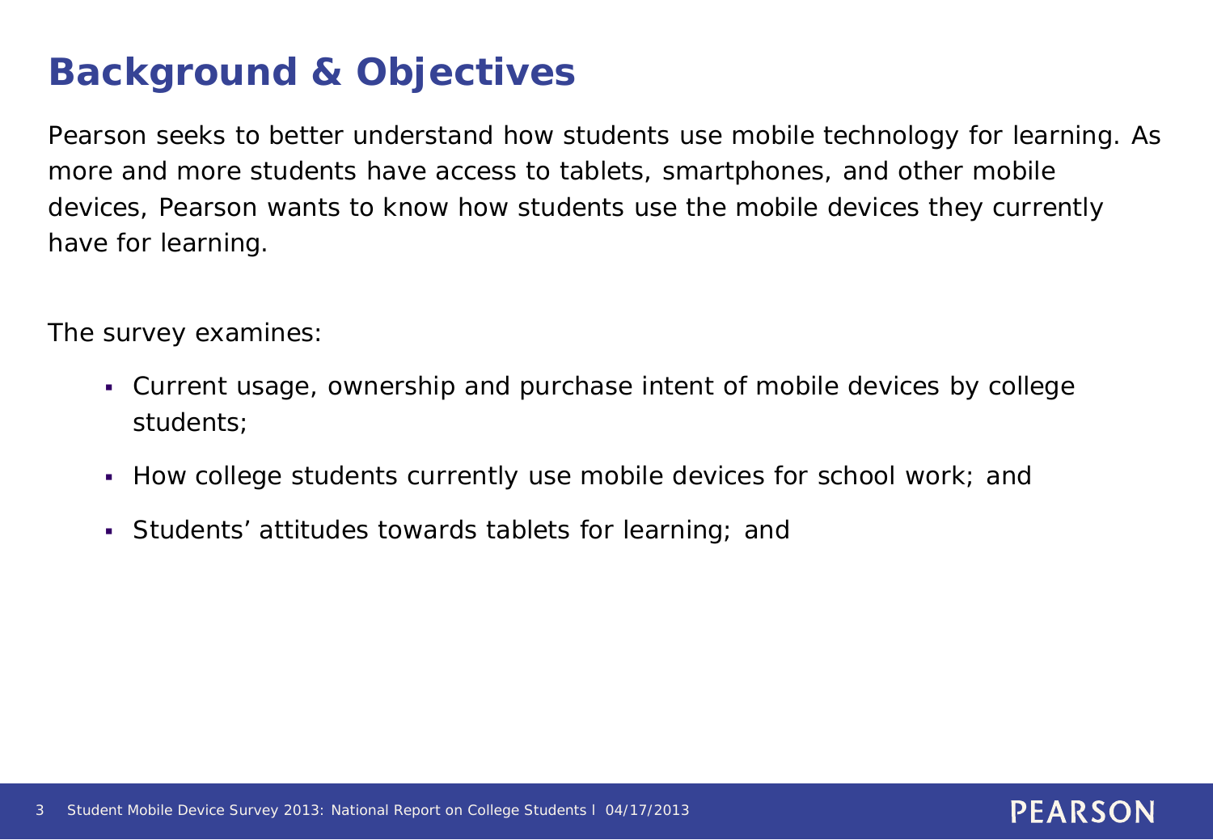# Background & Objectives

Pearson seeks to better understand how students use mobile technology for learning. As more and more students have access to tablets, smartphones, and other mobile devices, Pearson wants to know how students use the mobile devices they currently have for learning.

The survey examines:

- Current usage, ownership and purchase intent of mobile devices by college students;
- How college students currently use mobile devices for school work; and
- Students' attitudes towards tablets for learning; and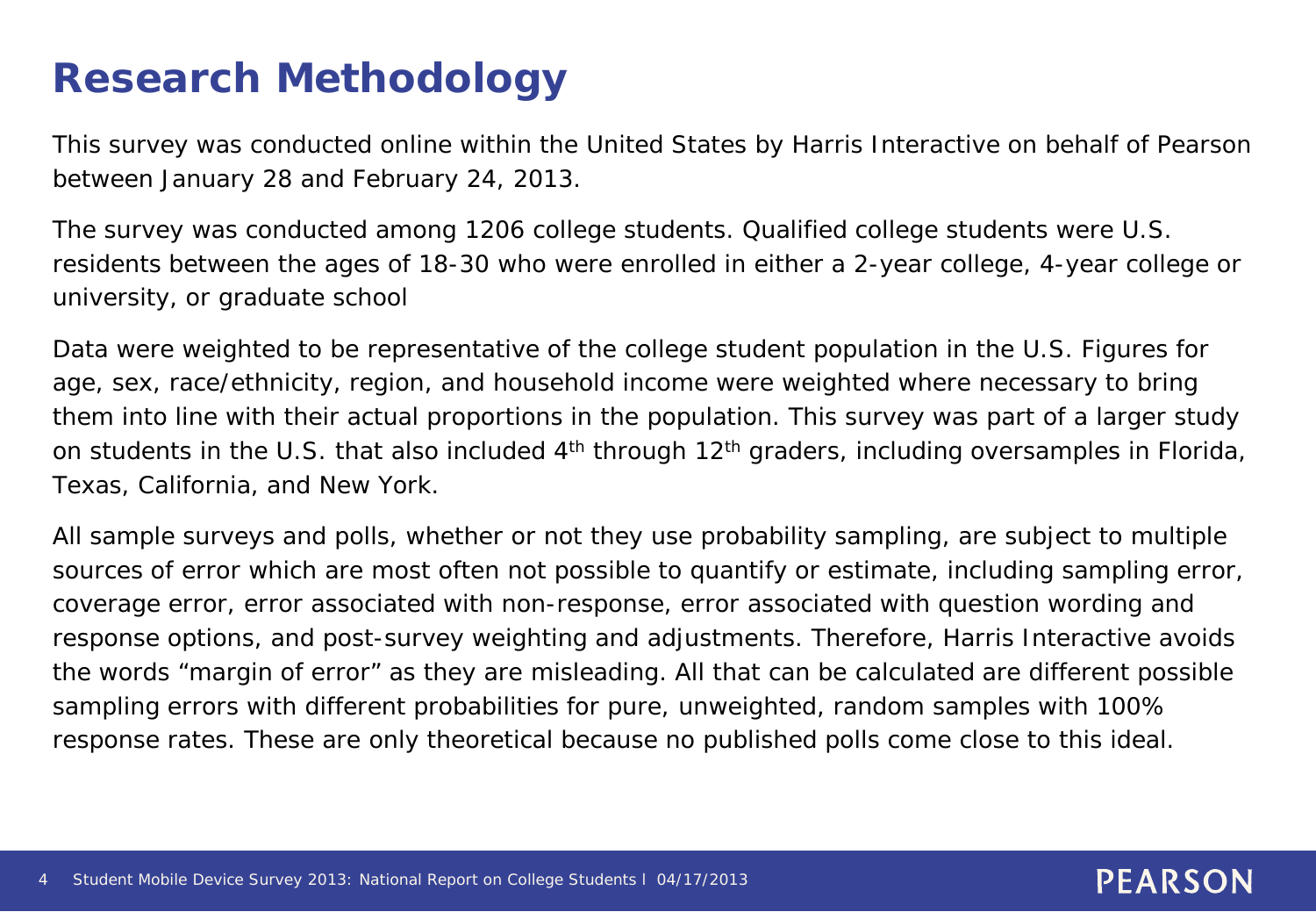# Research Methodology

This survey was conducted online within the United States by Harris Interactive on behalf of Pearson between January 28 and February 24, 2013.

The survey was conducted among 1206 college students. Qualified college students were U.S. residents between the ages of 18-30 who were enrolled in either a 2-year college, 4-year college or university, or graduate school

Data were weighted to be representative of the college student population in the U.S. Figures for age, sex, race/ethnicity, region, and household income were weighted where necessary to bring them into line with their actual proportions in the population. This survey was part of a larger study on students in the U.S. that also included 4th through 12th graders, including oversamples in Florida, Texas, California, and New York.

All sample surveys and polls, whether or not they use probability sampling, are subject to multiple sources of error which are most often not possible to quantify or estimate, including sampling error, coverage error, error associated with non-response, error associated with question wording and response options, and post-survey weighting and adjustments. Therefore, Harris Interactive avoids the words “margin of error” as they are misleading. All that can be calculated are different possible sampling errors with different probabilities for pure, unweighted, random samples with 100% response rates. These are only theoretical because no published polls come close to this ideal.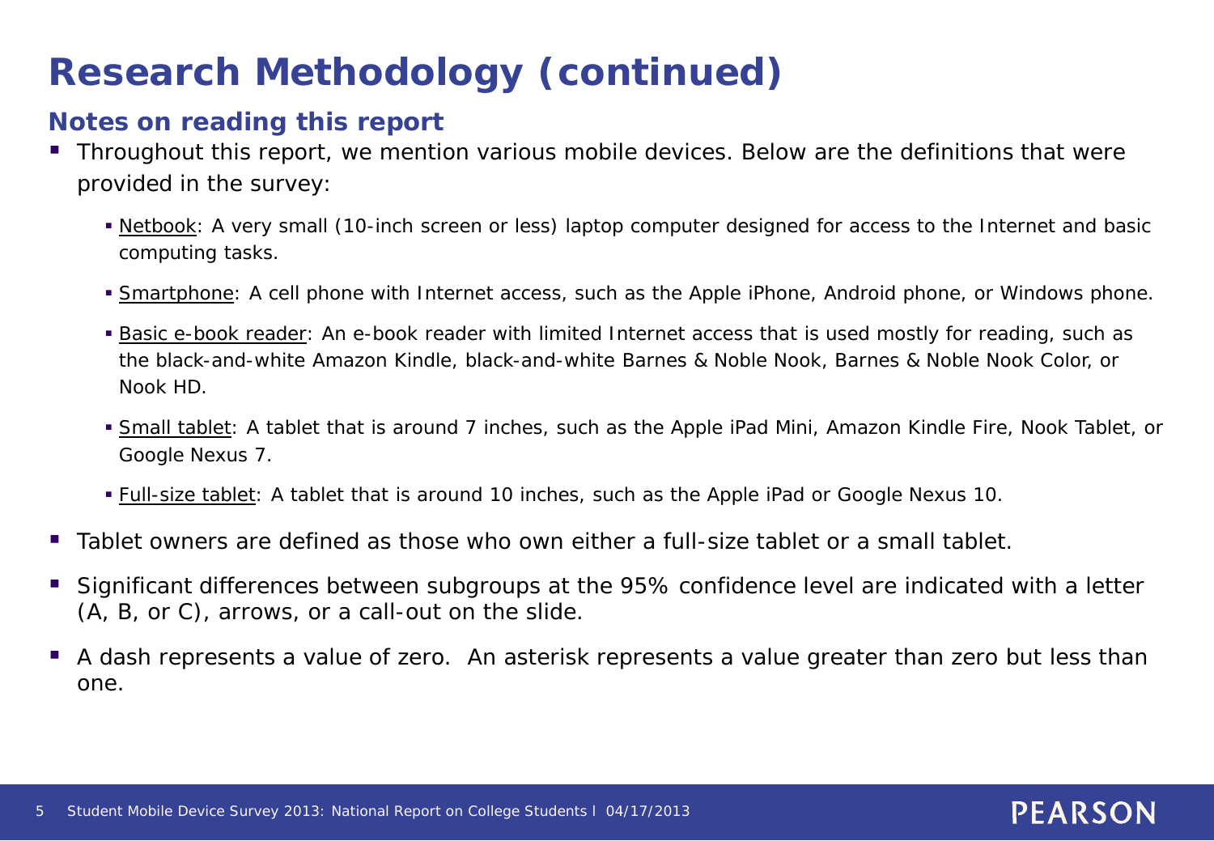# Research Methodology (continued)

## Notes on reading this report

- Throughout this report, we mention various mobile devices. Below are the definitions that were provided in the survey:
  - Netbook: A very small (10-inch screen or less) laptop computer designed for access to the Internet and basic computing tasks.
  - Smartphone: A cell phone with Internet access, such as the Apple iPhone, Android phone, or Windows phone.
  - Basic e-book reader: An e-book reader with limited Internet access that is used mostly for reading, such as the black-and-white Amazon Kindle, black-and-white Barnes & Noble Nook, Barnes & Noble Nook Color, or Nook HD.
  - Small tablet: A tablet that is around 7 inches, such as the Apple iPad Mini, Amazon Kindle Fire, Nook Tablet, or Google Nexus 7.
  - Full-size tablet: A tablet that is around 10 inches, such as the Apple iPad or Google Nexus 10.
- Tablet owners are defined as those who own either a full-size tablet or a small tablet.
- Significant differences between subgroups at the 95% confidence level are indicated with a letter (A, B, or C), arrows, or a call-out on the slide.
- A dash represents a value of zero. An asterisk represents a value greater than zero but less than one.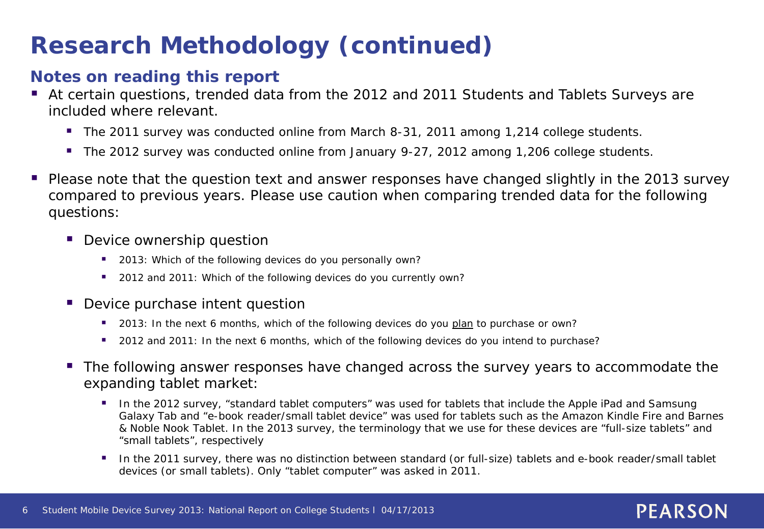# Research Methodology (continued)

## Notes on reading this report

- At certain questions, trended data from the 2012 and 2011 Students and Tablets Surveys are included where relevant.
  - The 2011 survey was conducted online from March 8-31, 2011 among 1,214 college students.
  - The 2012 survey was conducted online from January 9-27, 2012 among 1,206 college students.
- Please note that the question text and answer responses have changed slightly in the 2013 survey compared to previous years. Please use caution when comparing trended data for the following questions:
  - Device ownership question
    - 2013: Which of the following devices do you personally own?
    - 2012 and 2011: Which of the following devices do you currently own?
  - Device purchase intent question
    - 2013: In the next 6 months, which of the following devices do you <u>plan</u> to purchase or own?
    - 2012 and 2011: In the next 6 months, which of the following devices do you intend to purchase?
  - The following answer responses have changed across the survey years to accommodate the expanding tablet market:
    - In the 2012 survey, "standard tablet computers" was used for tablets that include the Apple iPad and Samsung Galaxy Tab and "e-book reader/small tablet device" was used for tablets such as the Amazon Kindle Fire and Barnes & Noble Nook Tablet. In the 2013 survey, the terminology that we use for these devices are "full-size tablets" and "small tablets", respectively
    - In the 2011 survey, there was no distinction between standard (or full-size) tablets and e-book reader/small tablet devices (or small tablets). Only "tablet computer" was asked in 2011.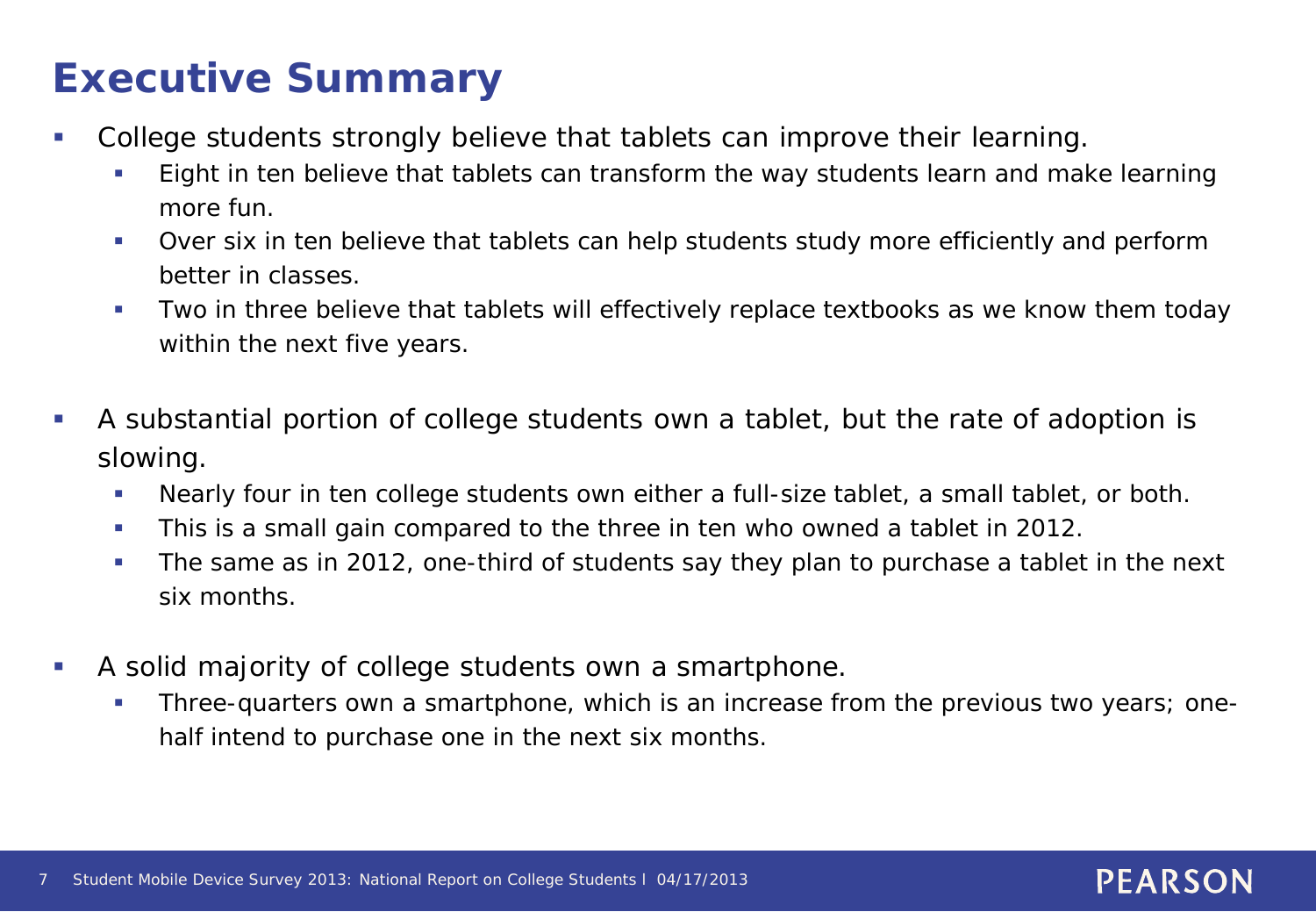# Executive Summary

- College students strongly believe that tablets can improve their learning.
  - Eight in ten believe that tablets can transform the way students learn and make learning more fun.
  - Over six in ten believe that tablets can help students study more efficiently and perform better in classes.
  - Two in three believe that tablets will effectively replace textbooks as we know them today within the next five years.

- A substantial portion of college students own a tablet, but the rate of adoption is slowing.
  - Nearly four in ten college students own either a full-size tablet, a small tablet, or both.
  - This is a small gain compared to the three in ten who owned a tablet in 2012.
  - The same as in 2012, one-third of students say they plan to purchase a tablet in the next six months.

- A solid majority of college students own a smartphone.
  - Three-quarters own a smartphone, which is an increase from the previous two years; one-half intend to purchase one in the next six months.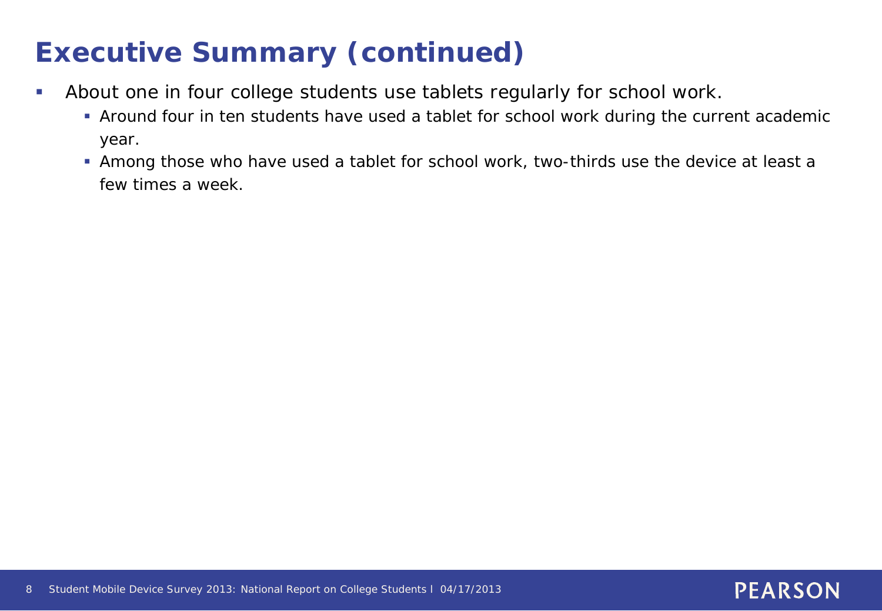# Executive Summary (continued)

- About one in four college students use tablets regularly for school work.
  - Around four in ten students have used a tablet for school work during the current academic year.
  - Among those who have used a tablet for school work, two-thirds use the device at least a few times a week.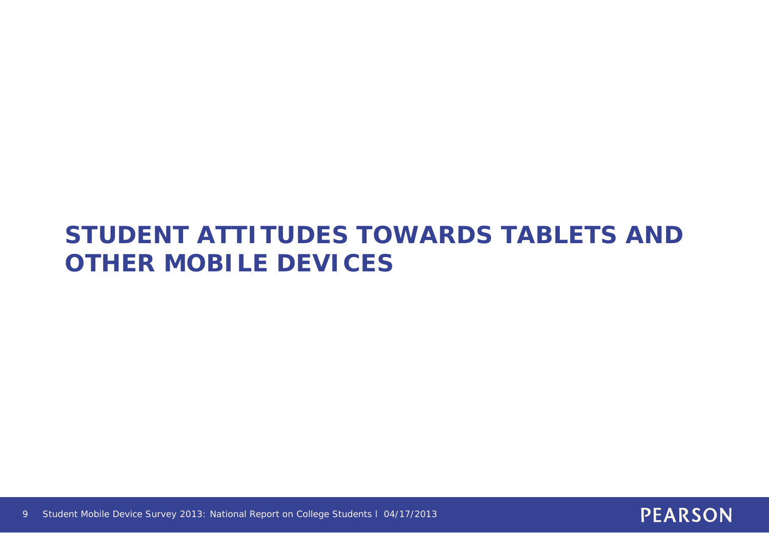# STUDENT ATTITUDES TOWARDS TABLETS AND OTHER MOBILE DEVICES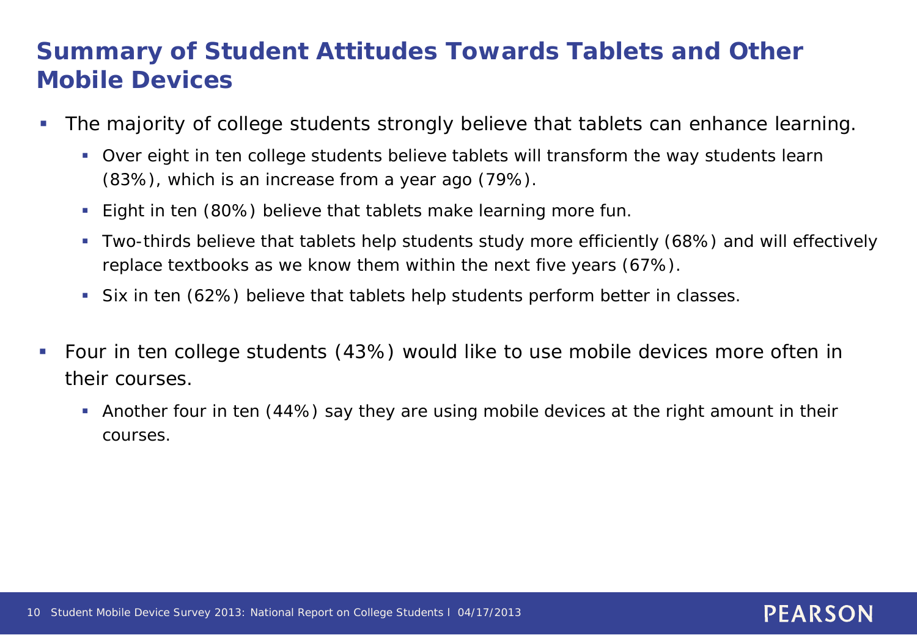## Summary of Student Attitudes Towards Tablets and Other Mobile Devices

- The majority of college students strongly believe that tablets can enhance learning.
  - Over eight in ten college students believe tablets will transform the way students learn (83%), which is an increase from a year ago (79%).
  - Eight in ten (80%) believe that tablets make learning more fun.
  - Two-thirds believe that tablets help students study more efficiently (68%) and will effectively replace textbooks as we know them within the next five years (67%).
  - Six in ten (62%) believe that tablets help students perform better in classes.
- Four in ten college students (43%) would like to use mobile devices more often in their courses.
  - Another four in ten (44%) say they are using mobile devices at the right amount in their courses.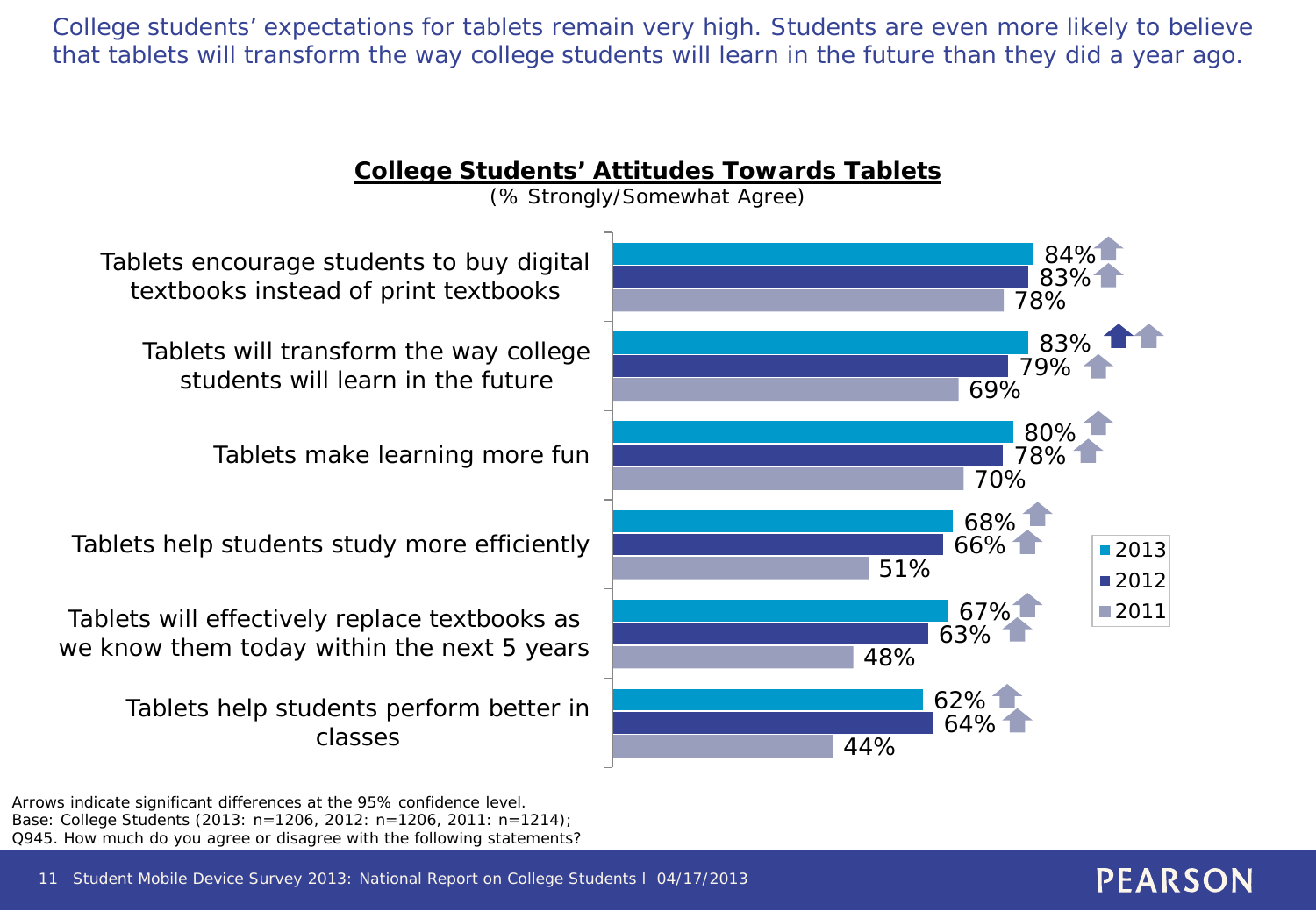College students' expectations for tablets remain very high. Students are even more likely to believe that tablets will transform the way college students will learn in the future than they did a year ago.

**College Students' Attitudes Towards Tablets**

(% Strongly/Somewhat Agree)

| Statement | 2013 | 2012 | 2011 |
|---|---|---|---|
| Tablets encourage students to buy digital textbooks instead of print textbooks | 84% | 83% | 78% |
| Tablets will transform the way college students will learn in the future | 83% | 79% | 69% |
| Tablets make learning more fun | 80% | 78% | 70% |
| Tablets help students study more efficiently | 68% | 66% | 51% |
| Tablets will effectively replace textbooks as we know them today within the next 5 years | 67% | 63% | 48% |
| Tablets help students perform better in classes | 62% | 64% | 44% |

Arrows indicate significant differences at the 95% confidence level.
Base: College Students (2013: n=1206, 2012: n=1206, 2011: n=1214);
Q945. How much do you agree or disagree with the following statements?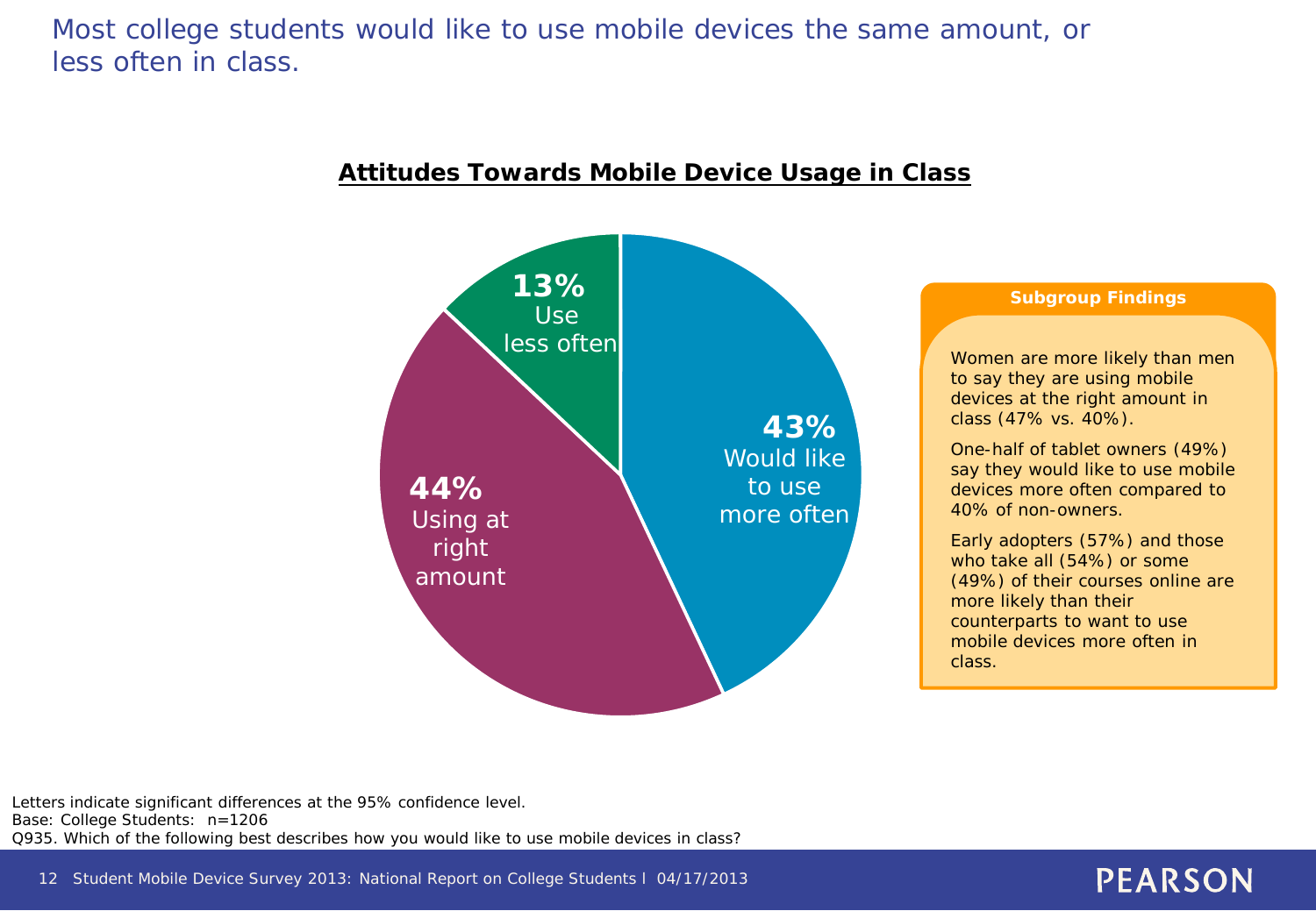# Most college students would like to use mobile devices the same amount, or less often in class.

## Attitudes Towards Mobile Device Usage in Class

| Attitude | Percentage |
|---|---|
| Would like to use more often | 43% |
| Using at right amount | 44% |
| Use less often | 13% |

**Subgroup Findings**

Women are more likely than men to say they are using mobile devices at the right amount in class (47% vs. 40%).

One-half of tablet owners (49%) say they would like to use mobile devices more often compared to 40% of non-owners.

Early adopters (57%) and those who take all (54%) or some (49%) of their courses online are more likely than their counterparts to want to use mobile devices more often in class.

Letters indicate significant differences at the 95% confidence level.
Base: College Students: n=1206
Q935. Which of the following best describes how you would like to use mobile devices in class?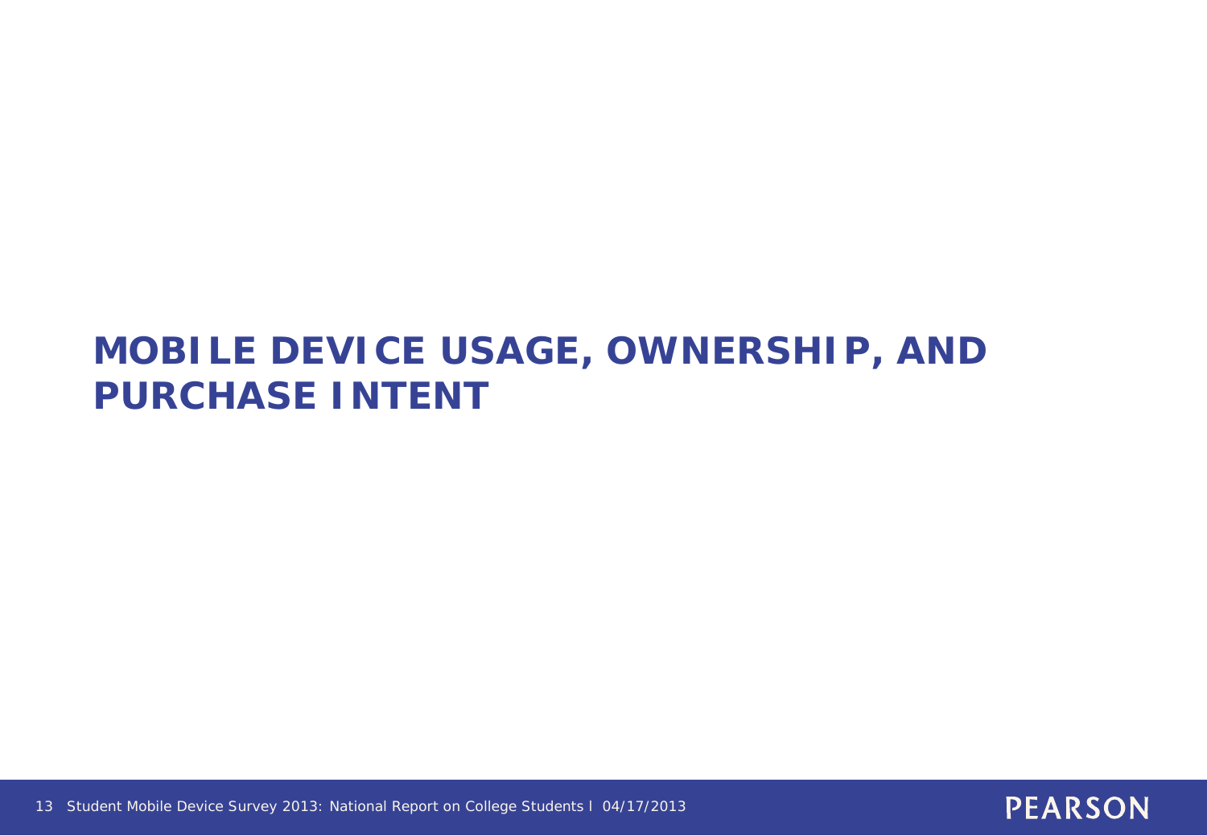# MOBILE DEVICE USAGE, OWNERSHIP, AND PURCHASE INTENT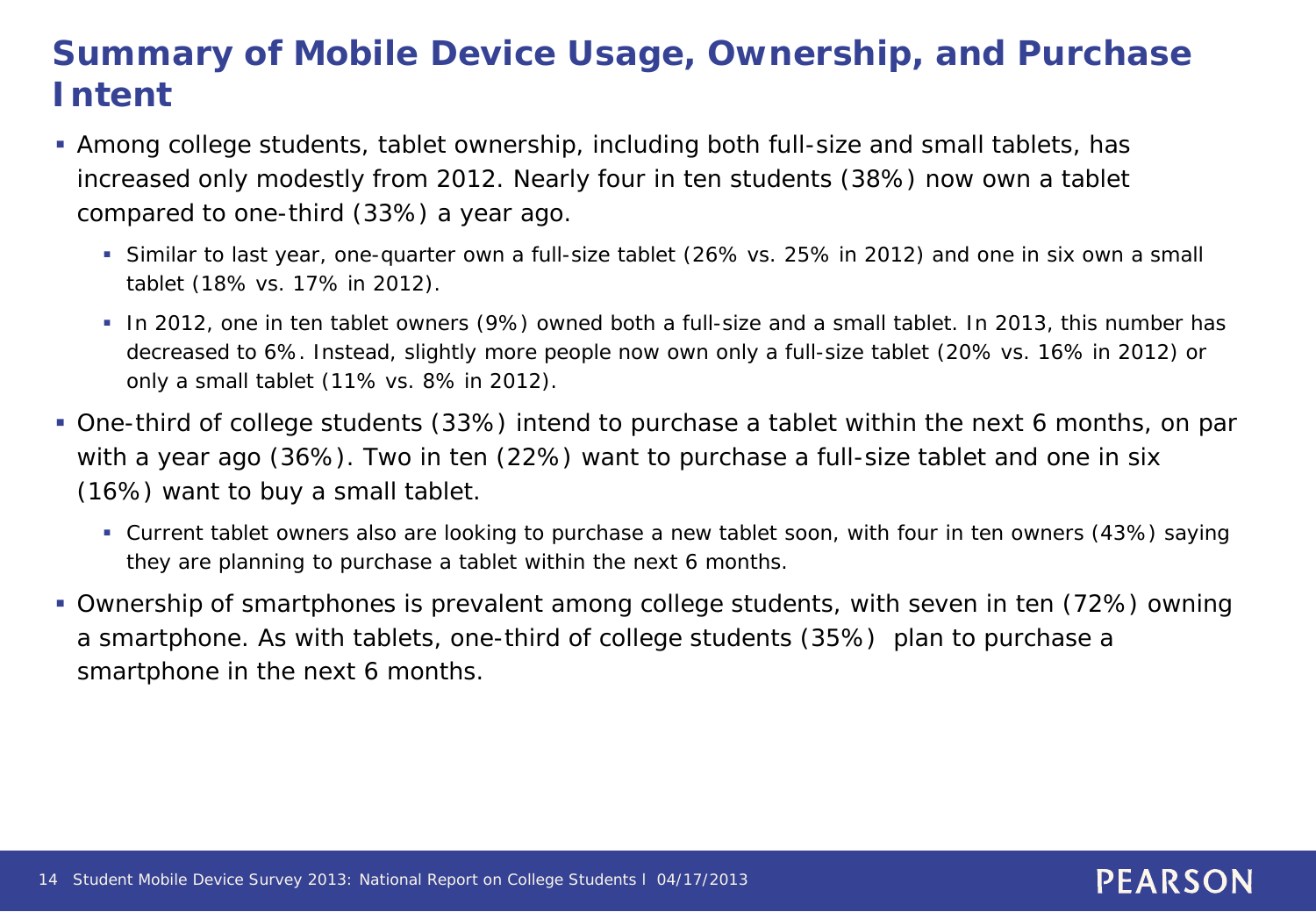# Summary of Mobile Device Usage, Ownership, and Purchase Intent

- Among college students, tablet ownership, including both full-size and small tablets, has increased only modestly from 2012. Nearly four in ten students (38%) now own a tablet compared to one-third (33%) a year ago.
  - Similar to last year, one-quarter own a full-size tablet (26% vs. 25% in 2012) and one in six own a small tablet (18% vs. 17% in 2012).
  - In 2012, one in ten tablet owners (9%) owned both a full-size and a small tablet. In 2013, this number has decreased to 6%. Instead, slightly more people now own only a full-size tablet (20% vs. 16% in 2012) or only a small tablet (11% vs. 8% in 2012).
- One-third of college students (33%) intend to purchase a tablet within the next 6 months, on par with a year ago (36%). Two in ten (22%) want to purchase a full-size tablet and one in six (16%) want to buy a small tablet.
  - Current tablet owners also are looking to purchase a new tablet soon, with four in ten owners (43%) saying they are planning to purchase a tablet within the next 6 months.
- Ownership of smartphones is prevalent among college students, with seven in ten (72%) owning a smartphone. As with tablets, one-third of college students (35%) plan to purchase a smartphone in the next 6 months.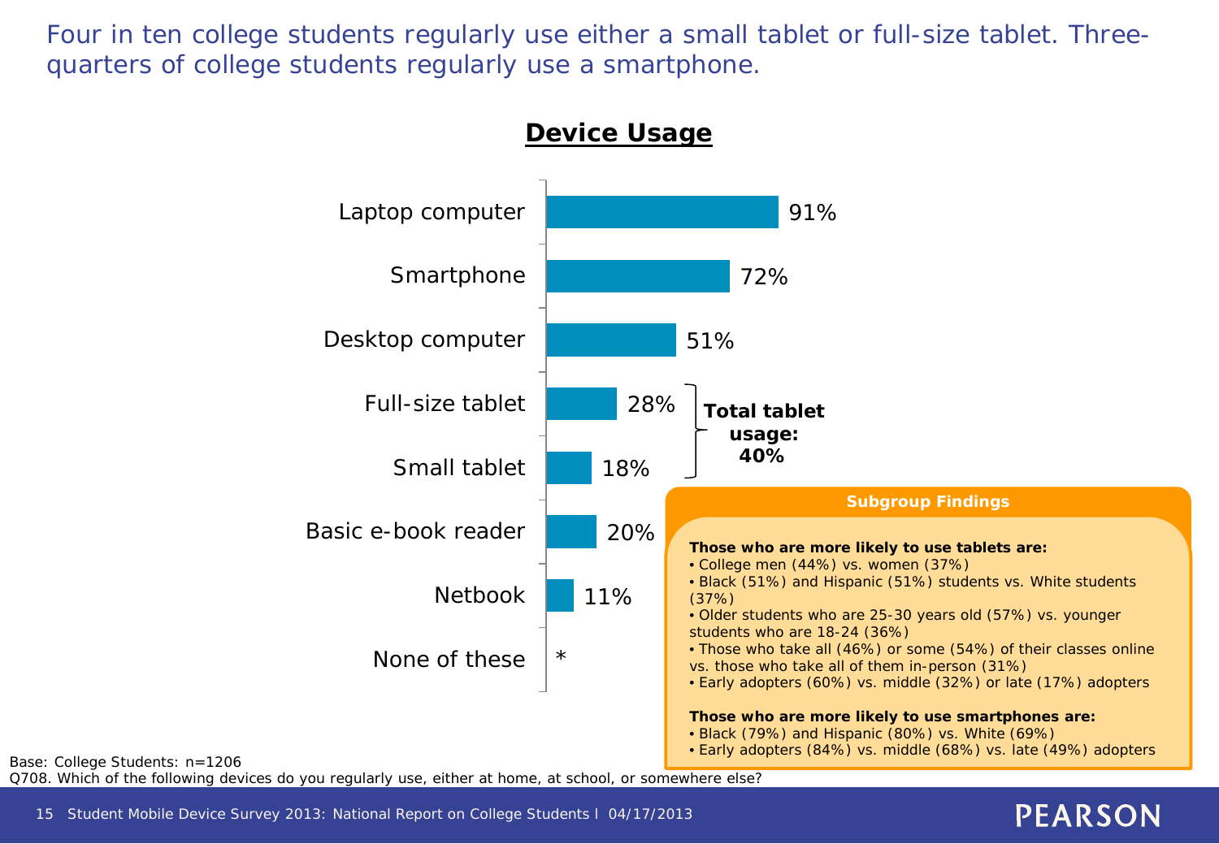# Four in ten college students regularly use either a small tablet or full-size tablet. Three-quarters of college students regularly use a smartphone.

## Device Usage

| Device | Percentage |
|---|---|
| Laptop computer | 91% |
| Smartphone | 72% |
| Desktop computer | 51% |
| Full-size tablet | 28% |
| Small tablet | 18% |
| Basic e-book reader | 20% |
| Netbook | 11% |
| None of these | * |

**Total tablet usage: 40%**

### Subgroup Findings

**Those who are more likely to use tablets are:**

- College men (44%) vs. women (37%)
- Black (51%) and Hispanic (51%) students vs. White students (37%)
- Older students who are 25-30 years old (57%) vs. younger students who are 18-24 (36%)
- Those who take all (46%) or some (54%) of their classes online vs. those who take all of them in-person (31%)
- Early adopters (60%) vs. middle (32%) or late (17%) adopters

**Those who are more likely to use smartphones are:**

- Black (79%) and Hispanic (80%) vs. White (69%)
- Early adopters (84%) vs. middle (68%) vs. late (49%) adopters

Base: College Students: n=1206
Q708. Which of the following devices do you regularly use, either at home, at school, or somewhere else?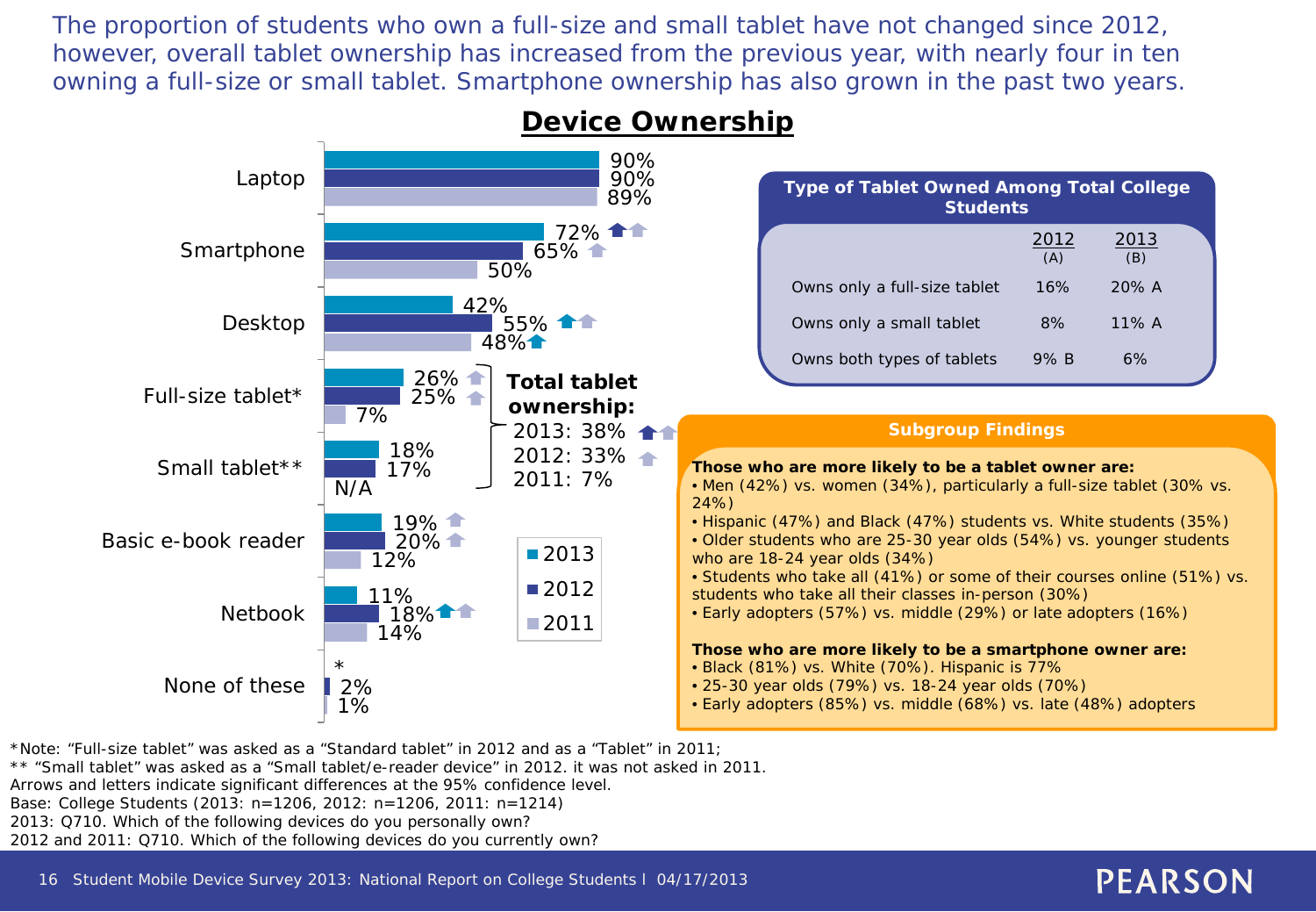The proportion of students who own a full-size and small tablet have not changed since 2012, however, overall tablet ownership has increased from the previous year, with nearly four in ten owning a full-size or small tablet. Smartphone ownership has also grown in the past two years.

## Device Ownership

| Device | 2013 | 2012 | 2011 |
|---|---|---|---|
| Laptop | 90% | 90% | 89% |
| Smartphone | 72% | 65% | 50% |
| Desktop | 42% | 55% | 48% |
| Full-size tablet* | 26% | 25% | 7% |
| Small tablet** | 18% | 17% | N/A |
| Basic e-book reader | 19% | 20% | 12% |
| Netbook | 11% | 18% | 14% |
| None of these | * | 2% | 1% |

**Total tablet ownership:**
2013: 38%
2012: 33%
2011: 7%

### Type of Tablet Owned Among Total College Students

| | 2012 (A) | 2013 (B) |
|---|---|---|
| Owns only a full-size tablet | 16% | 20% A |
| Owns only a small tablet | 8% | 11% A |
| Owns both types of tablets | 9% B | 6% |

### Subgroup Findings

**Those who are more likely to be a tablet owner are:**

- Men (42%) vs. women (34%), particularly a full-size tablet (30% vs. 24%)
- Hispanic (47%) and Black (47%) students vs. White students (35%)
- Older students who are 25-30 year olds (54%) vs. younger students who are 18-24 year olds (34%)
- Students who take all (41%) or some of their courses online (51%) vs. students who take all their classes in-person (30%)
- Early adopters (57%) vs. middle (29%) or late adopters (16%)

**Those who are more likely to be a smartphone owner are:**

- Black (81%) vs. White (70%). Hispanic is 77%
- 25-30 year olds (79%) vs. 18-24 year olds (70%)
- Early adopters (85%) vs. middle (68%) vs. late (48%) adopters

*Note: "Full-size tablet" was asked as a "Standard tablet" in 2012 and as a "Tablet" in 2011;
** "Small tablet" was asked as a "Small tablet/e-reader device" in 2012. it was not asked in 2011.
Arrows and letters indicate significant differences at the 95% confidence level.
Base: College Students (2013: n=1206, 2012: n=1206, 2011: n=1214)
2013: Q710. Which of the following devices do you personally own?
2012 and 2011: Q710. Which of the following devices do you currently own?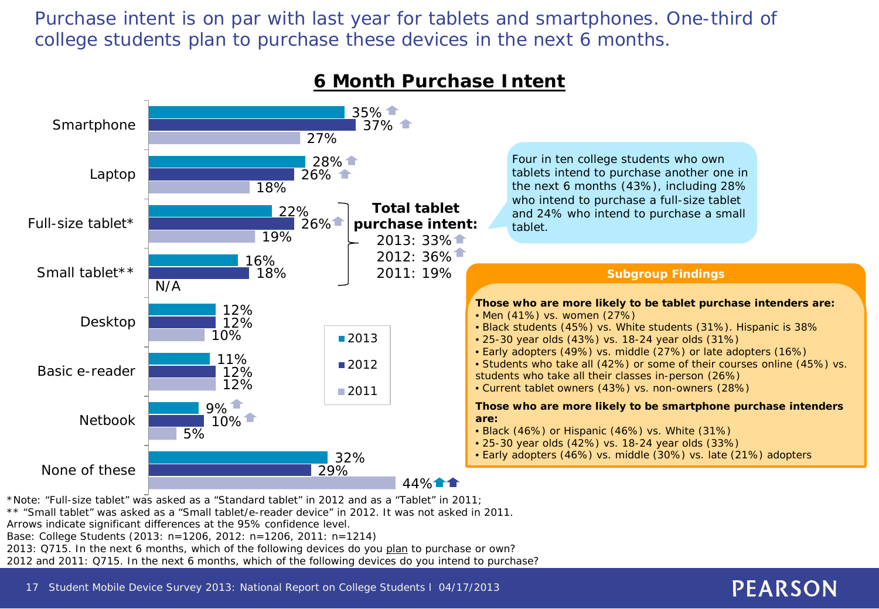# Purchase intent is on par with last year for tablets and smartphones. One-third of college students plan to purchase these devices in the next 6 months.

## 6 Month Purchase Intent

| Device | 2013 | 2012 | 2011 |
|---|---|---|---|
| Smartphone | 35% ↑ | 37% ↑ | 27% |
| Laptop | 28% ↑ | 26% ↑ | 18% |
| Full-size tablet* | 22% | 26% ↑ | 19% |
| Small tablet** | 16% | 18% | N/A |
| Desktop | 12% | 12% | 10% |
| Basic e-reader | 11% | 12% | 12% |
| Netbook | 9% ↑ | 10% ↑ | 5% |
| None of these | 32% | 29% | 44% ↑↑ |

**Total tablet purchase intent:**
2013: 33% ↑
2012: 36% ↑
2011: 19%

Four in ten college students who own tablets intend to purchase another one in the next 6 months (43%), including 28% who intend to purchase a full-size tablet and 24% who intend to purchase a small tablet.

### Subgroup Findings

**Those who are more likely to be tablet purchase intenders are:**

- Men (41%) vs. women (27%)
- Black students (45%) vs. White students (31%). Hispanic is 38%
- 25-30 year olds (43%) vs. 18-24 year olds (31%)
- Early adopters (49%) vs. middle (27%) or late adopters (16%)
- Students who take all (42%) or some of their courses online (45%) vs. students who take all their classes in-person (26%)
- Current tablet owners (43%) vs. non-owners (28%)

**Those who are more likely to be smartphone purchase intenders are:**

- Black (46%) or Hispanic (46%) vs. White (31%)
- 25-30 year olds (42%) vs. 18-24 year olds (33%)
- Early adopters (46%) vs. middle (30%) vs. late (21%) adopters

*Note: "Full-size tablet" was asked as a "Standard tablet" in 2012 and as a "Tablet" in 2011;
** "Small tablet" was asked as a "Small tablet/e-reader device" in 2012. It was not asked in 2011.
Arrows indicate significant differences at the 95% confidence level.
Base: College Students (2013: n=1206, 2012: n=1206, 2011: n=1214)
2013: Q715. In the next 6 months, which of the following devices do you plan to purchase or own?
2012 and 2011: Q715. In the next 6 months, which of the following devices do you intend to purchase?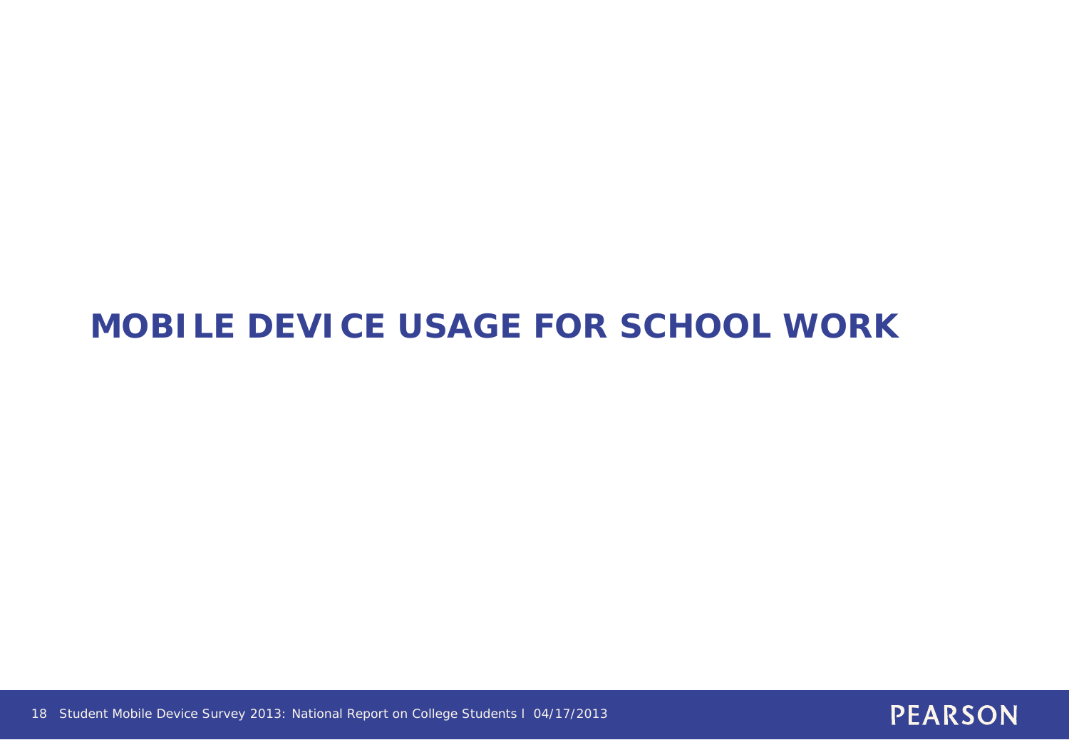# MOBILE DEVICE USAGE FOR SCHOOL WORK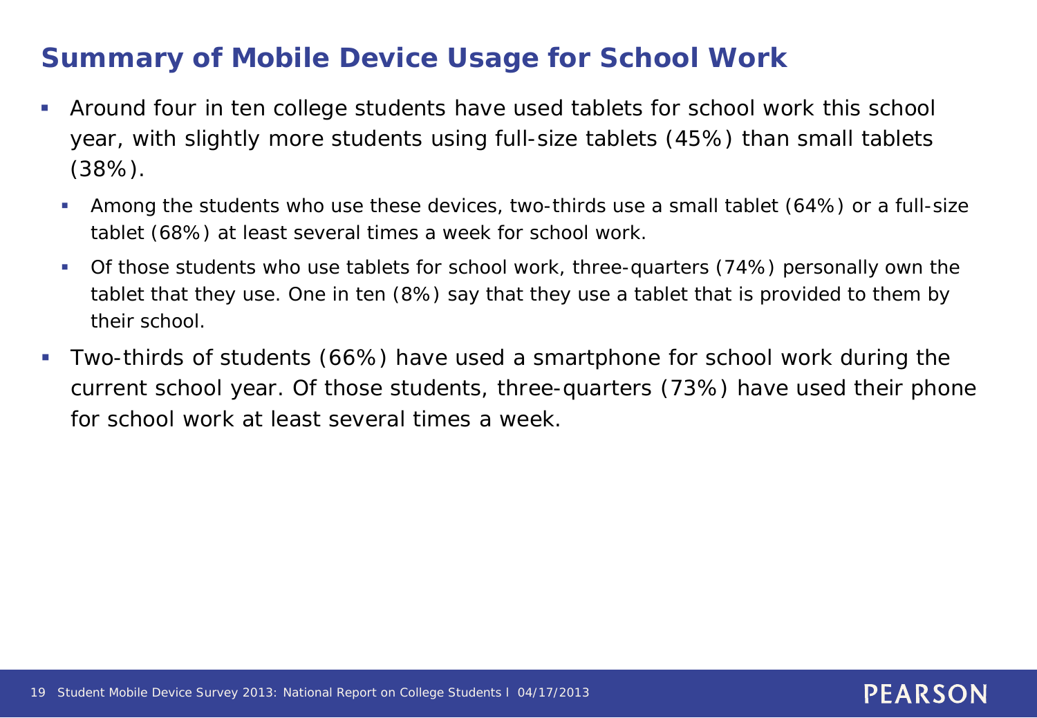## Summary of Mobile Device Usage for School Work

- Around four in ten college students have used tablets for school work this school year, with slightly more students using full-size tablets (45%) than small tablets (38%).
  - Among the students who use these devices, two-thirds use a small tablet (64%) or a full-size tablet (68%) at least several times a week for school work.
  - Of those students who use tablets for school work, three-quarters (74%) personally own the tablet that they use. One in ten (8%) say that they use a tablet that is provided to them by their school.
- Two-thirds of students (66%) have used a smartphone for school work during the current school year. Of those students, three-quarters (73%) have used their phone for school work at least several times a week.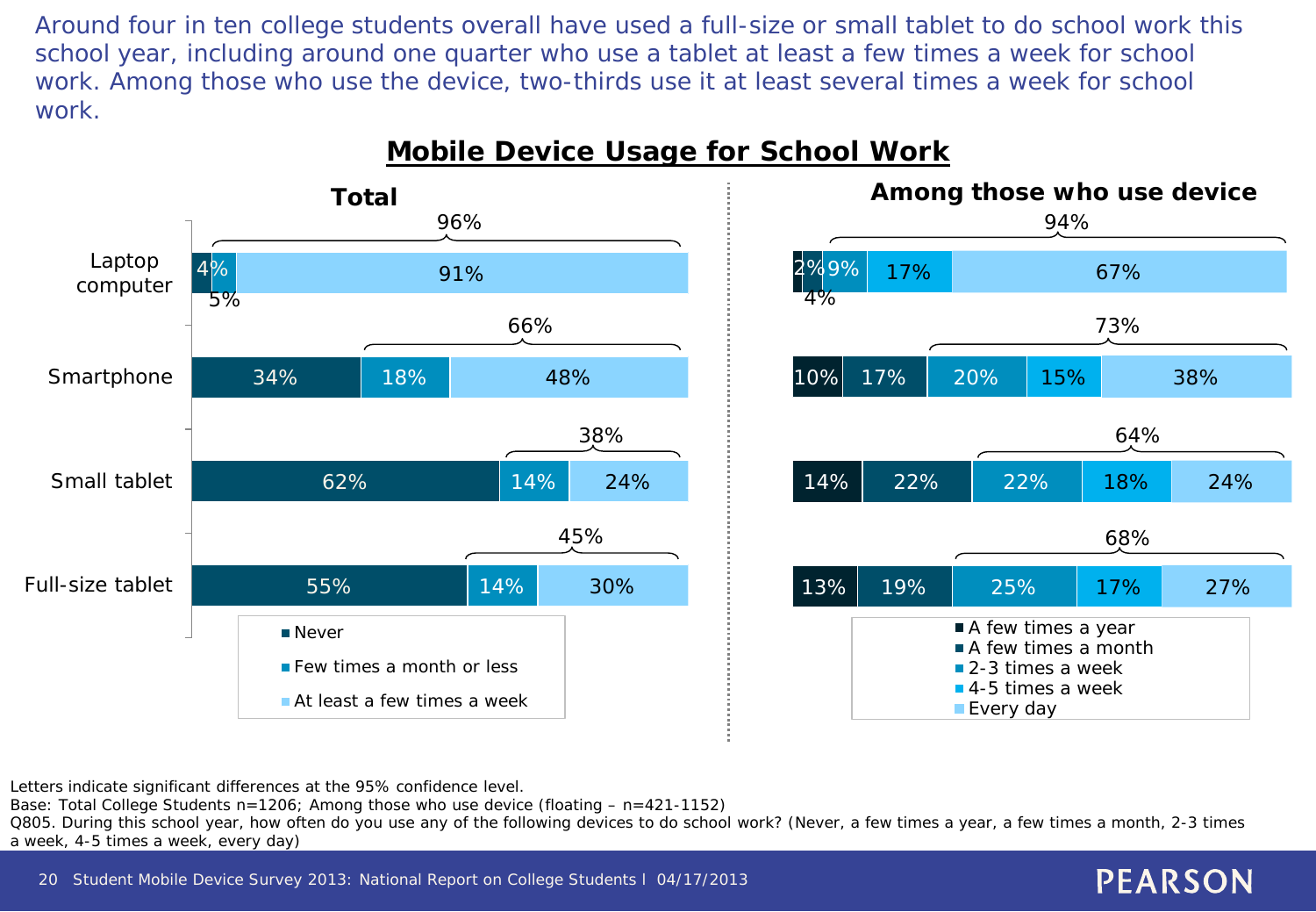Around four in ten college students overall have used a full-size or small tablet to do school work this school year, including around one quarter who use a tablet at least a few times a week for school work. Among those who use the device, two-thirds use it at least several times a week for school work.

## Mobile Device Usage for School Work

### Total

| Device | Never | Few times a month or less | At least a few times a week | Net (use) |
|---|---|---|---|---|
| Laptop computer | 4% | 5% | 91% | 96% |
| Smartphone | 34% | 18% | 48% | 66% |
| Small tablet | 62% | 14% | 24% | 38% |
| Full-size tablet | 55% | 14% | 30% | 45% |

### Among those who use device

| Device | A few times a year | A few times a month | 2-3 times a week | 4-5 times a week | Every day | Net (at least 2-3 times a week) |
|---|---|---|---|---|---|---|
| Laptop computer | 2% | 4% | 9% | 17% | 67% | 94% |
| Smartphone | 10% | 17% | 20% | 15% | 38% | 73% |
| Small tablet | 14% | 22% | 22% | 18% | 24% | 64% |
| Full-size tablet | 13% | 19% | 25% | 17% | 27% | 68% |

Letters indicate significant differences at the 95% confidence level.
Base: Total College Students n=1206; Among those who use device (floating – n=421-1152)
Q805. During this school year, how often do you use any of the following devices to do school work? (Never, a few times a year, a few times a month, 2-3 times a week, 4-5 times a week, every day)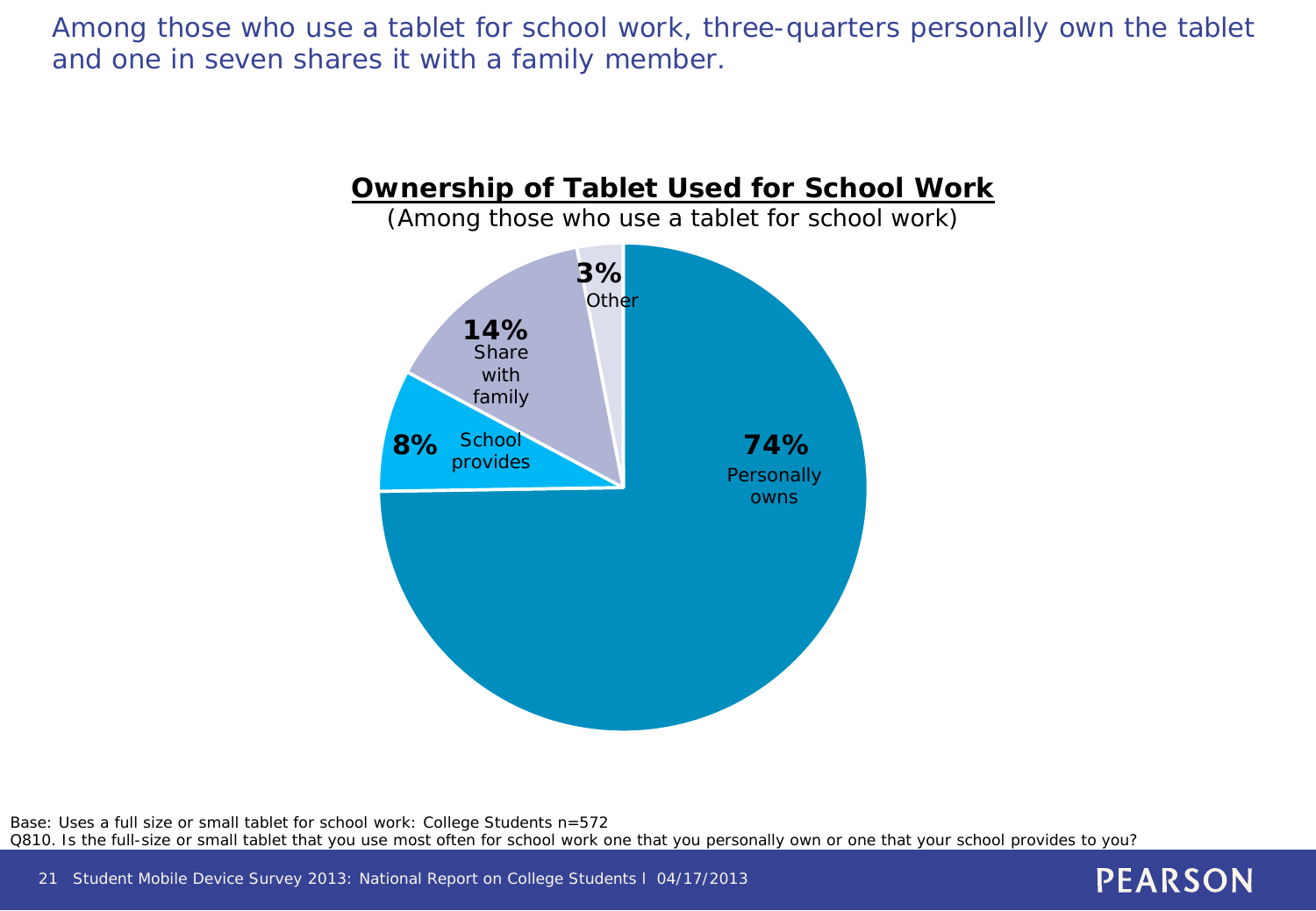Among those who use a tablet for school work, three-quarters personally own the tablet and one in seven shares it with a family member.

## Ownership of Tablet Used for School Work

(Among those who use a tablet for school work)

| Ownership | Percentage |
|---|---|
| Personally owns | 74% |
| Share with family | 14% |
| School provides | 8% |
| Other | 3% |

Base: Uses a full size or small tablet for school work: College Students n=572

Q810. Is the full-size or small tablet that you use most often for school work one that you personally own or one that your school provides to you?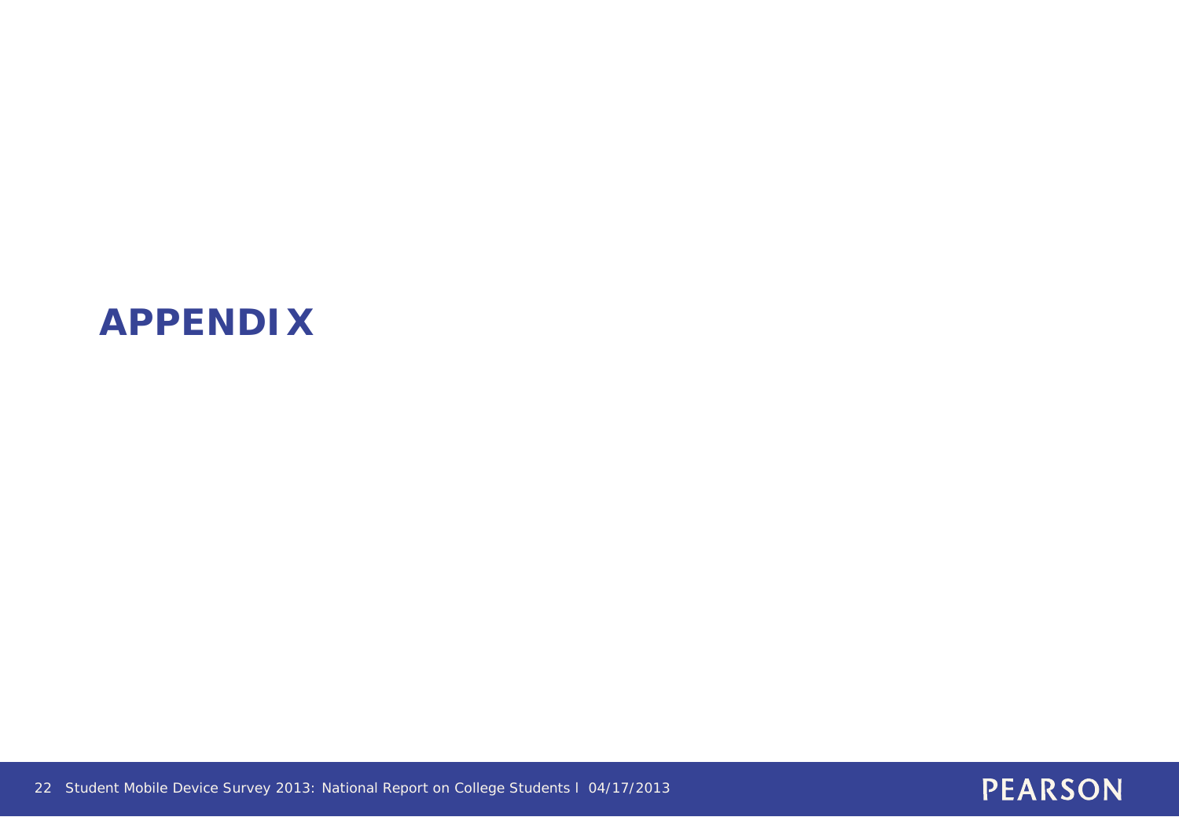# APPENDIX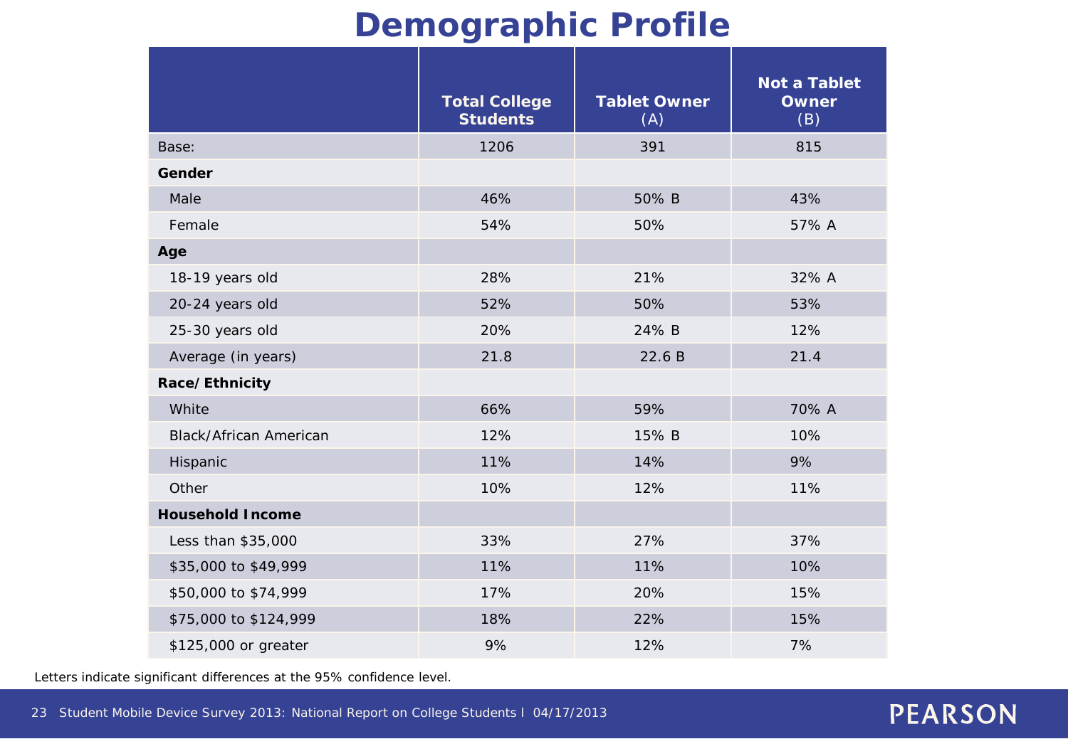# Demographic Profile

| | Total College Students | Tablet Owner (A) | Not a Tablet Owner (B) |
|---|---|---|---|
| Base: | 1206 | 391 | 815 |
| **Gender** | | | |
| Male | 46% | 50% B | 43% |
| Female | 54% | 50% | 57% A |
| **Age** | | | |
| 18-19 years old | 28% | 21% | 32% A |
| 20-24 years old | 52% | 50% | 53% |
| 25-30 years old | 20% | 24% B | 12% |
| Average (in years) | 21.8 | 22.6 B | 21.4 |
| **Race/Ethnicity** | | | |
| White | 66% | 59% | 70% A |
| Black/African American | 12% | 15% B | 10% |
| Hispanic | 11% | 14% | 9% |
| Other | 10% | 12% | 11% |
| **Household Income** | | | |
| Less than $35,000 | 33% | 27% | 37% |
| $35,000 to $49,999 | 11% | 11% | 10% |
| $50,000 to $74,999 | 17% | 20% | 15% |
| $75,000 to $124,999 | 18% | 22% | 15% |
| $125,000 or greater | 9% | 12% | 7% |

Letters indicate significant differences at the 95% confidence level.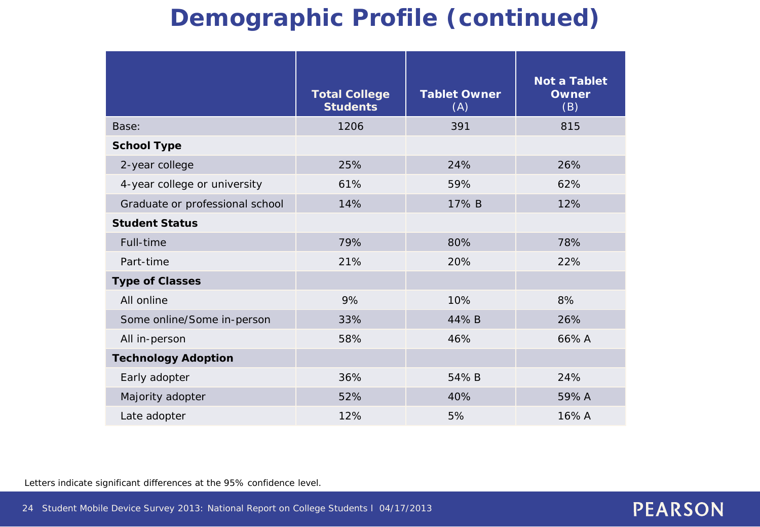# Demographic Profile (continued)

| | Total College Students | Tablet Owner (A) | Not a Tablet Owner (B) |
|---|---|---|---|
| Base: | 1206 | 391 | 815 |
| **School Type** | | | |
| 2-year college | 25% | 24% | 26% |
| 4-year college or university | 61% | 59% | 62% |
| Graduate or professional school | 14% | 17% B | 12% |
| **Student Status** | | | |
| Full-time | 79% | 80% | 78% |
| Part-time | 21% | 20% | 22% |
| **Type of Classes** | | | |
| All online | 9% | 10% | 8% |
| Some online/Some in-person | 33% | 44% B | 26% |
| All in-person | 58% | 46% | 66% A |
| **Technology Adoption** | | | |
| Early adopter | 36% | 54% B | 24% |
| Majority adopter | 52% | 40% | 59% A |
| Late adopter | 12% | 5% | 16% A |

Letters indicate significant differences at the 95% confidence level.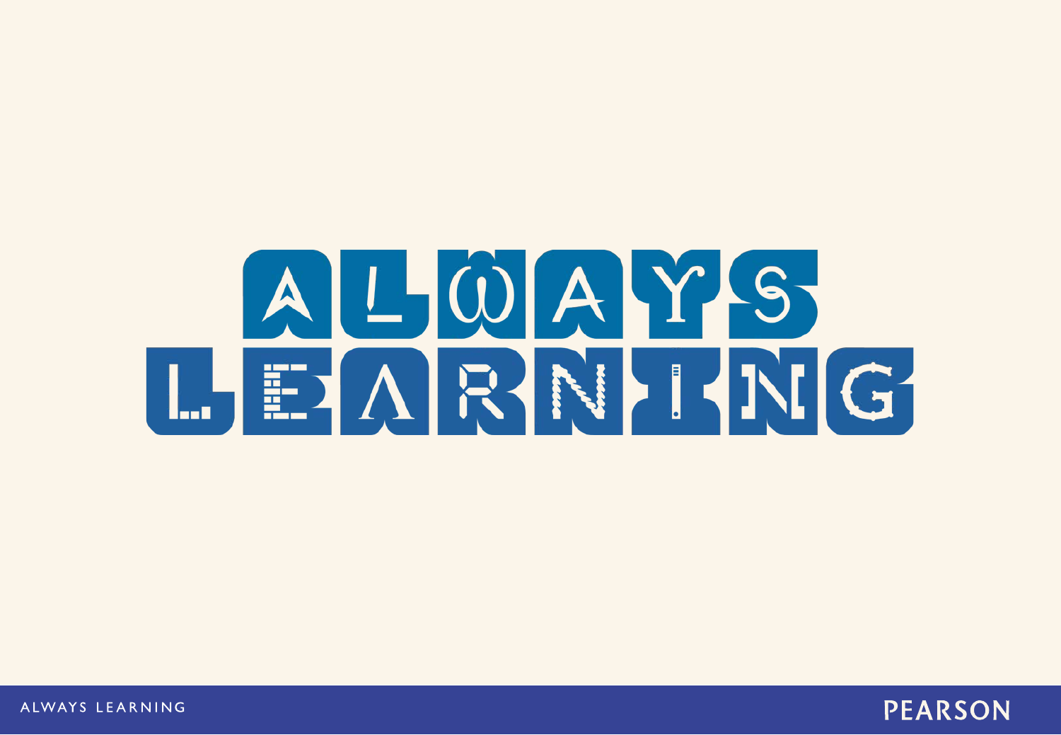# ALWAYS LEARNING

ALWAYS LEARNING

PEARSON